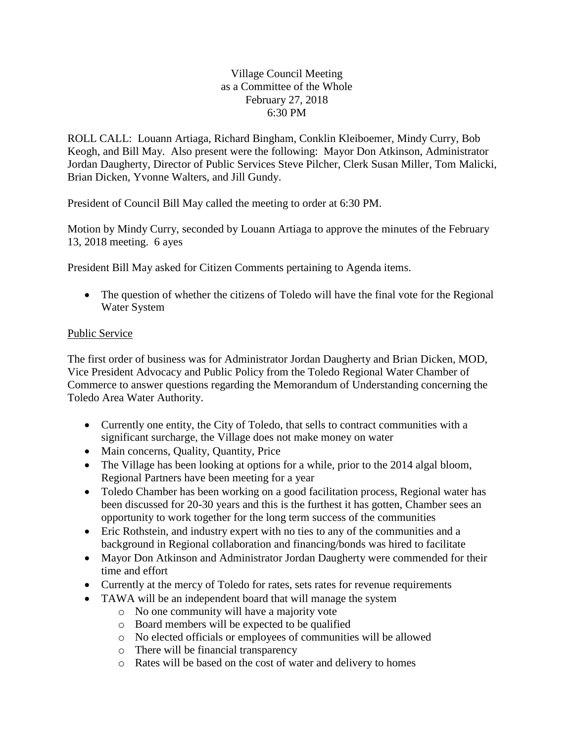Village Council Meeting
as a Committee of the Whole
February 27, 2018
6:30 PM

ROLL CALL: Louann Artiaga, Richard Bingham, Conklin Kleiboemer, Mindy Curry, Bob Keogh, and Bill May. Also present were the following: Mayor Don Atkinson, Administrator Jordan Daugherty, Director of Public Services Steve Pilcher, Clerk Susan Miller, Tom Malicki, Brian Dicken, Yvonne Walters, and Jill Gundy.

President of Council Bill May called the meeting to order at 6:30 PM.

Motion by Mindy Curry, seconded by Louann Artiaga to approve the minutes of the February 13, 2018 meeting. 6 ayes

President Bill May asked for Citizen Comments pertaining to Agenda items.

- The question of whether the citizens of Toledo will have the final vote for the Regional Water System

<u>Public Service</u>

The first order of business was for Administrator Jordan Daugherty and Brian Dicken, MOD, Vice President Advocacy and Public Policy from the Toledo Regional Water Chamber of Commerce to answer questions regarding the Memorandum of Understanding concerning the Toledo Area Water Authority.

- Currently one entity, the City of Toledo, that sells to contract communities with a significant surcharge, the Village does not make money on water
- Main concerns, Quality, Quantity, Price
- The Village has been looking at options for a while, prior to the 2014 algal bloom, Regional Partners have been meeting for a year
- Toledo Chamber has been working on a good facilitation process, Regional water has been discussed for 20-30 years and this is the furthest it has gotten, Chamber sees an opportunity to work together for the long term success of the communities
- Eric Rothstein, and industry expert with no ties to any of the communities and a background in Regional collaboration and financing/bonds was hired to facilitate
- Mayor Don Atkinson and Administrator Jordan Daugherty were commended for their time and effort
- Currently at the mercy of Toledo for rates, sets rates for revenue requirements
- TAWA will be an independent board that will manage the system
    - No one community will have a majority vote
    - Board members will be expected to be qualified
    - No elected officials or employees of communities will be allowed
    - There will be financial transparency
    - Rates will be based on the cost of water and delivery to homes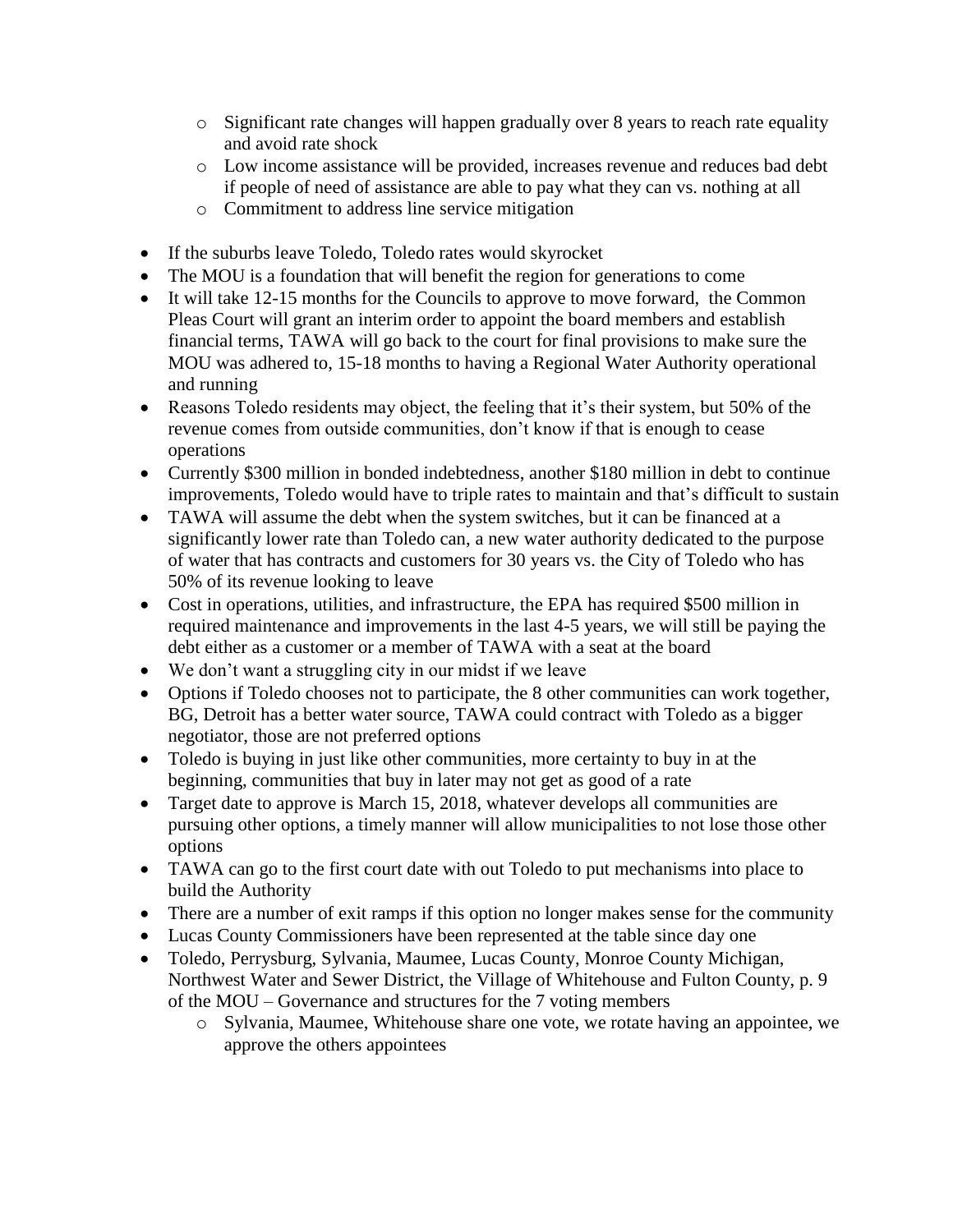- Significant rate changes will happen gradually over 8 years to reach rate equality and avoid rate shock
  - Low income assistance will be provided, increases revenue and reduces bad debt if people of need of assistance are able to pay what they can vs. nothing at all
  - Commitment to address line service mitigation

- If the suburbs leave Toledo, Toledo rates would skyrocket
- The MOU is a foundation that will benefit the region for generations to come
- It will take 12-15 months for the Councils to approve to move forward, the Common Pleas Court will grant an interim order to appoint the board members and establish financial terms, TAWA will go back to the court for final provisions to make sure the MOU was adhered to, 15-18 months to having a Regional Water Authority operational and running
- Reasons Toledo residents may object, the feeling that it's their system, but 50% of the revenue comes from outside communities, don't know if that is enough to cease operations
- Currently $300 million in bonded indebtedness, another $180 million in debt to continue improvements, Toledo would have to triple rates to maintain and that's difficult to sustain
- TAWA will assume the debt when the system switches, but it can be financed at a significantly lower rate than Toledo can, a new water authority dedicated to the purpose of water that has contracts and customers for 30 years vs. the City of Toledo who has 50% of its revenue looking to leave
- Cost in operations, utilities, and infrastructure, the EPA has required $500 million in required maintenance and improvements in the last 4-5 years, we will still be paying the debt either as a customer or a member of TAWA with a seat at the board
- We don't want a struggling city in our midst if we leave
- Options if Toledo chooses not to participate, the 8 other communities can work together, BG, Detroit has a better water source, TAWA could contract with Toledo as a bigger negotiator, those are not preferred options
- Toledo is buying in just like other communities, more certainty to buy in at the beginning, communities that buy in later may not get as good of a rate
- Target date to approve is March 15, 2018, whatever develops all communities are pursuing other options, a timely manner will allow municipalities to not lose those other options
- TAWA can go to the first court date with out Toledo to put mechanisms into place to build the Authority
- There are a number of exit ramps if this option no longer makes sense for the community
- Lucas County Commissioners have been represented at the table since day one
- Toledo, Perrysburg, Sylvania, Maumee, Lucas County, Monroe County Michigan, Northwest Water and Sewer District, the Village of Whitehouse and Fulton County, p. 9 of the MOU – Governance and structures for the 7 voting members
  - Sylvania, Maumee, Whitehouse share one vote, we rotate having an appointee, we approve the others appointees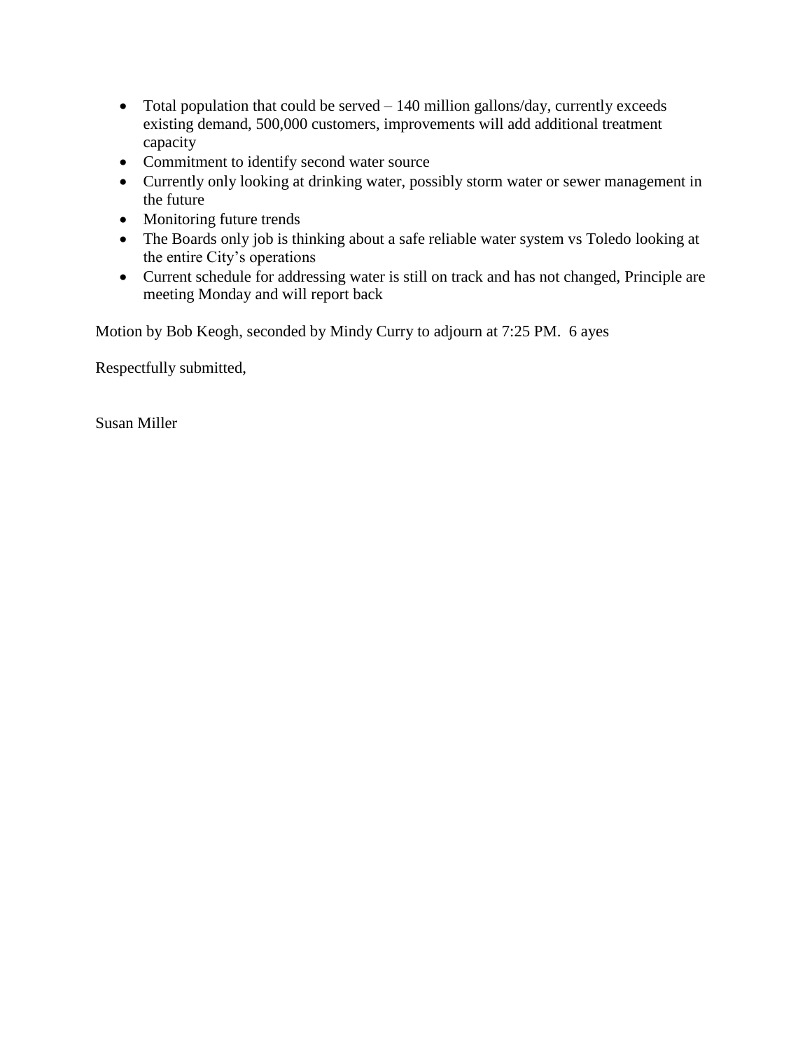- Total population that could be served – 140 million gallons/day, currently exceeds existing demand, 500,000 customers, improvements will add additional treatment capacity
- Commitment to identify second water source
- Currently only looking at drinking water, possibly storm water or sewer management in the future
- Monitoring future trends
- The Boards only job is thinking about a safe reliable water system vs Toledo looking at the entire City's operations
- Current schedule for addressing water is still on track and has not changed, Principle are meeting Monday and will report back

Motion by Bob Keogh, seconded by Mindy Curry to adjourn at 7:25 PM.  6 ayes

Respectfully submitted,

Susan Miller